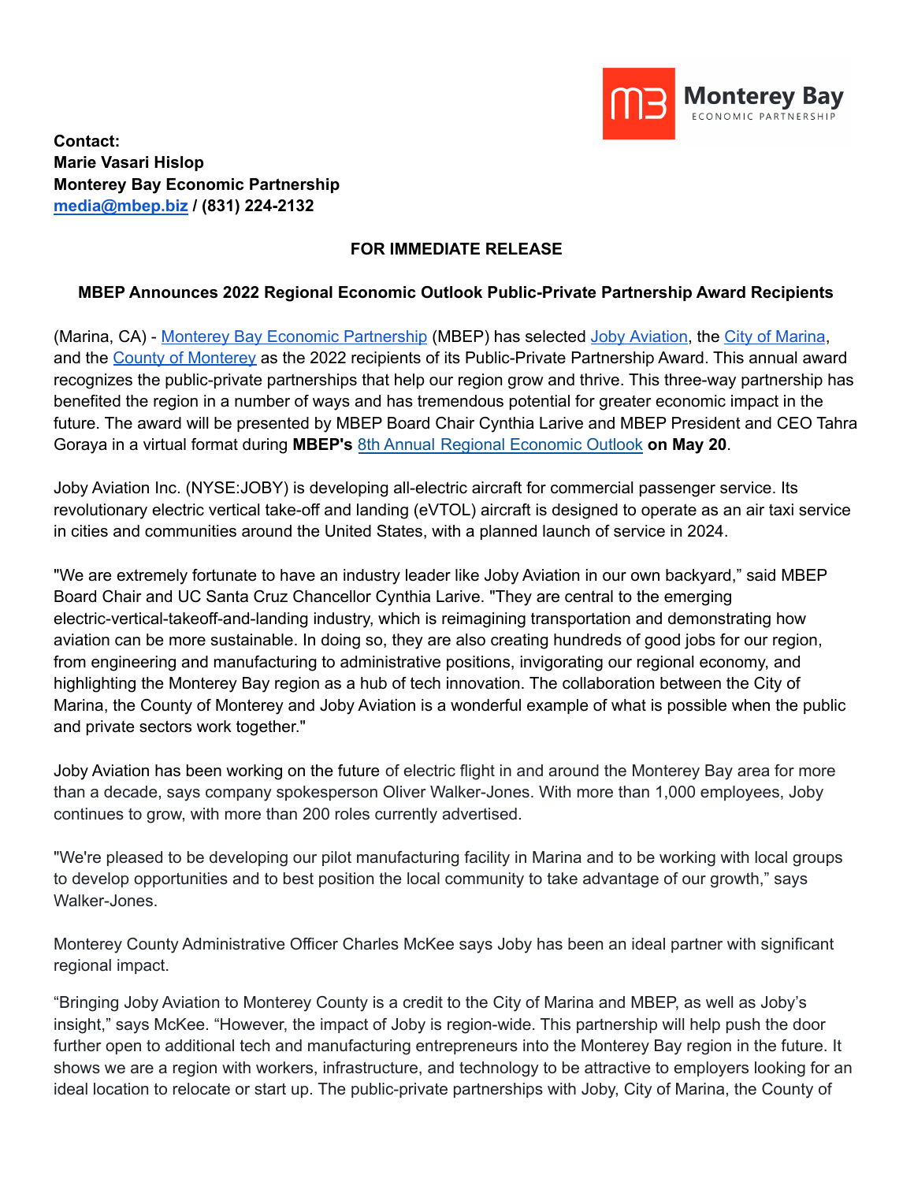**Contact:**
**Marie Vasari Hislop**
**Monterey Bay Economic Partnership**
**media@mbep.biz / (831) 224-2132**

**FOR IMMEDIATE RELEASE**

**MBEP Announces 2022 Regional Economic Outlook Public-Private Partnership Award Recipients**

(Marina, CA) - Monterey Bay Economic Partnership (MBEP) has selected Joby Aviation, the City of Marina, and the County of Monterey as the 2022 recipients of its Public-Private Partnership Award. This annual award recognizes the public-private partnerships that help our region grow and thrive. This three-way partnership has benefited the region in a number of ways and has tremendous potential for greater economic impact in the future. The award will be presented by MBEP Board Chair Cynthia Larive and MBEP President and CEO Tahra Goraya in a virtual format during **MBEP's** 8th Annual Regional Economic Outlook **on May 20**.

Joby Aviation Inc. (NYSE:JOBY) is developing all-electric aircraft for commercial passenger service. Its revolutionary electric vertical take-off and landing (eVTOL) aircraft is designed to operate as an air taxi service in cities and communities around the United States, with a planned launch of service in 2024.

"We are extremely fortunate to have an industry leader like Joby Aviation in our own backyard," said MBEP Board Chair and UC Santa Cruz Chancellor Cynthia Larive. "They are central to the emerging electric-vertical-takeoff-and-landing industry, which is reimagining transportation and demonstrating how aviation can be more sustainable. In doing so, they are also creating hundreds of good jobs for our region, from engineering and manufacturing to administrative positions, invigorating our regional economy, and highlighting the Monterey Bay region as a hub of tech innovation. The collaboration between the City of Marina, the County of Monterey and Joby Aviation is a wonderful example of what is possible when the public and private sectors work together."

Joby Aviation has been working on the future of electric flight in and around the Monterey Bay area for more than a decade, says company spokesperson Oliver Walker-Jones. With more than 1,000 employees, Joby continues to grow, with more than 200 roles currently advertised.

"We're pleased to be developing our pilot manufacturing facility in Marina and to be working with local groups to develop opportunities and to best position the local community to take advantage of our growth," says Walker-Jones.

Monterey County Administrative Officer Charles McKee says Joby has been an ideal partner with significant regional impact.

"Bringing Joby Aviation to Monterey County is a credit to the City of Marina and MBEP, as well as Joby's insight," says McKee. "However, the impact of Joby is region-wide. This partnership will help push the door further open to additional tech and manufacturing entrepreneurs into the Monterey Bay region in the future. It shows we are a region with workers, infrastructure, and technology to be attractive to employers looking for an ideal location to relocate or start up. The public-private partnerships with Joby, City of Marina, the County of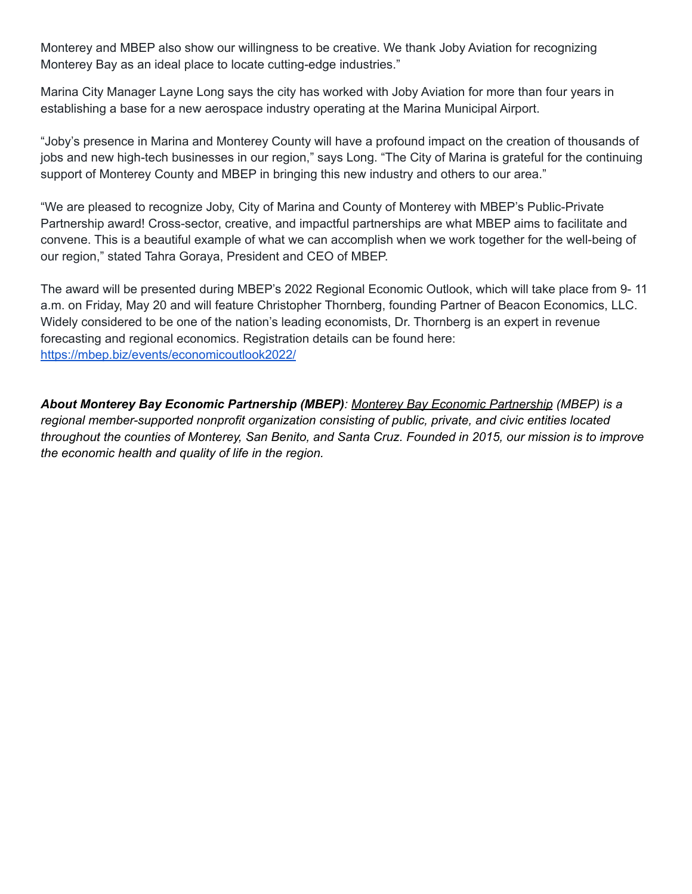Monterey and MBEP also show our willingness to be creative. We thank Joby Aviation for recognizing Monterey Bay as an ideal place to locate cutting-edge industries."

Marina City Manager Layne Long says the city has worked with Joby Aviation for more than four years in establishing a base for a new aerospace industry operating at the Marina Municipal Airport.

"Joby's presence in Marina and Monterey County will have a profound impact on the creation of thousands of jobs and new high-tech businesses in our region," says Long. "The City of Marina is grateful for the continuing support of Monterey County and MBEP in bringing this new industry and others to our area."

"We are pleased to recognize Joby, City of Marina and County of Monterey with MBEP's Public-Private Partnership award! Cross-sector, creative, and impactful partnerships are what MBEP aims to facilitate and convene. This is a beautiful example of what we can accomplish when we work together for the well-being of our region," stated Tahra Goraya, President and CEO of MBEP.

The award will be presented during MBEP's 2022 Regional Economic Outlook, which will take place from 9- 11 a.m. on Friday, May 20 and will feature Christopher Thornberg, founding Partner of Beacon Economics, LLC. Widely considered to be one of the nation's leading economists, Dr. Thornberg is an expert in revenue forecasting and regional economics. Registration details can be found here: https://mbep.biz/events/economicoutlook2022/

***About Monterey Bay Economic Partnership (MBEP)**: Monterey Bay Economic Partnership (MBEP) is a regional member-supported nonprofit organization consisting of public, private, and civic entities located throughout the counties of Monterey, San Benito, and Santa Cruz. Founded in 2015, our mission is to improve the economic health and quality of life in the region.*